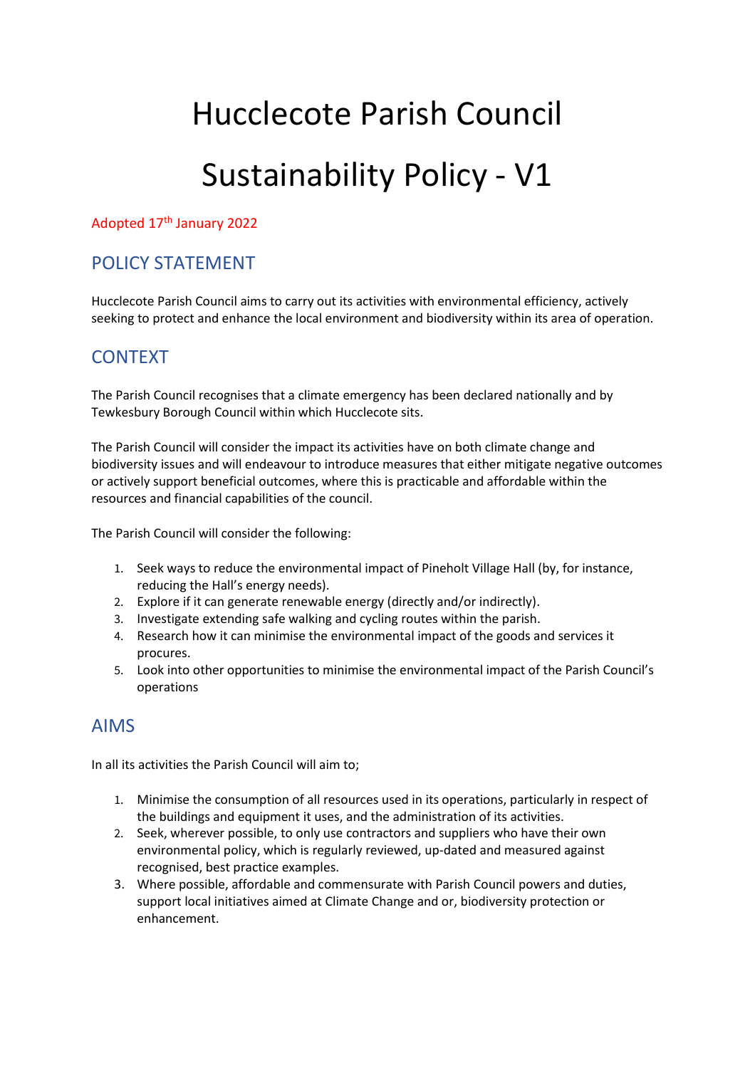# Hucclecote Parish Council

# Sustainability Policy - V1

Adopted 17th January 2022

## POLICY STATEMENT

Hucclecote Parish Council aims to carry out its activities with environmental efficiency, actively seeking to protect and enhance the local environment and biodiversity within its area of operation.

## CONTEXT

The Parish Council recognises that a climate emergency has been declared nationally and by Tewkesbury Borough Council within which Hucclecote sits.

The Parish Council will consider the impact its activities have on both climate change and biodiversity issues and will endeavour to introduce measures that either mitigate negative outcomes or actively support beneficial outcomes, where this is practicable and affordable within the resources and financial capabilities of the council.

The Parish Council will consider the following:

1. Seek ways to reduce the environmental impact of Pineholt Village Hall (by, for instance, reducing the Hall's energy needs).
2. Explore if it can generate renewable energy (directly and/or indirectly).
3. Investigate extending safe walking and cycling routes within the parish.
4. Research how it can minimise the environmental impact of the goods and services it procures.
5. Look into other opportunities to minimise the environmental impact of the Parish Council's operations

## AIMS

In all its activities the Parish Council will aim to;

1. Minimise the consumption of all resources used in its operations, particularly in respect of the buildings and equipment it uses, and the administration of its activities.
2. Seek, wherever possible, to only use contractors and suppliers who have their own environmental policy, which is regularly reviewed, up-dated and measured against recognised, best practice examples.
3. Where possible, affordable and commensurate with Parish Council powers and duties, support local initiatives aimed at Climate Change and or, biodiversity protection or enhancement.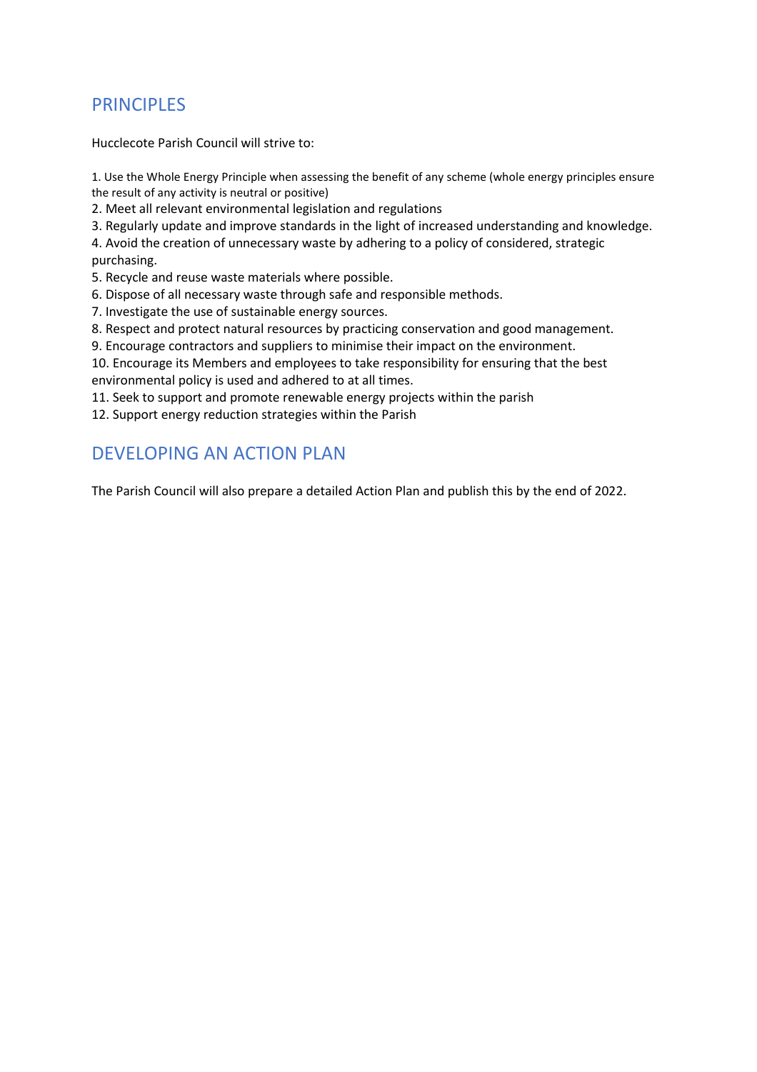## PRINCIPLES

Hucclecote Parish Council will strive to:

1. Use the Whole Energy Principle when assessing the benefit of any scheme (whole energy principles ensure the result of any activity is neutral or positive)
2. Meet all relevant environmental legislation and regulations
3. Regularly update and improve standards in the light of increased understanding and knowledge.
4. Avoid the creation of unnecessary waste by adhering to a policy of considered, strategic purchasing.
5. Recycle and reuse waste materials where possible.
6. Dispose of all necessary waste through safe and responsible methods.
7. Investigate the use of sustainable energy sources.
8. Respect and protect natural resources by practicing conservation and good management.
9. Encourage contractors and suppliers to minimise their impact on the environment.
10. Encourage its Members and employees to take responsibility for ensuring that the best environmental policy is used and adhered to at all times.
11. Seek to support and promote renewable energy projects within the parish
12. Support energy reduction strategies within the Parish

## DEVELOPING AN ACTION PLAN

The Parish Council will also prepare a detailed Action Plan and publish this by the end of 2022.